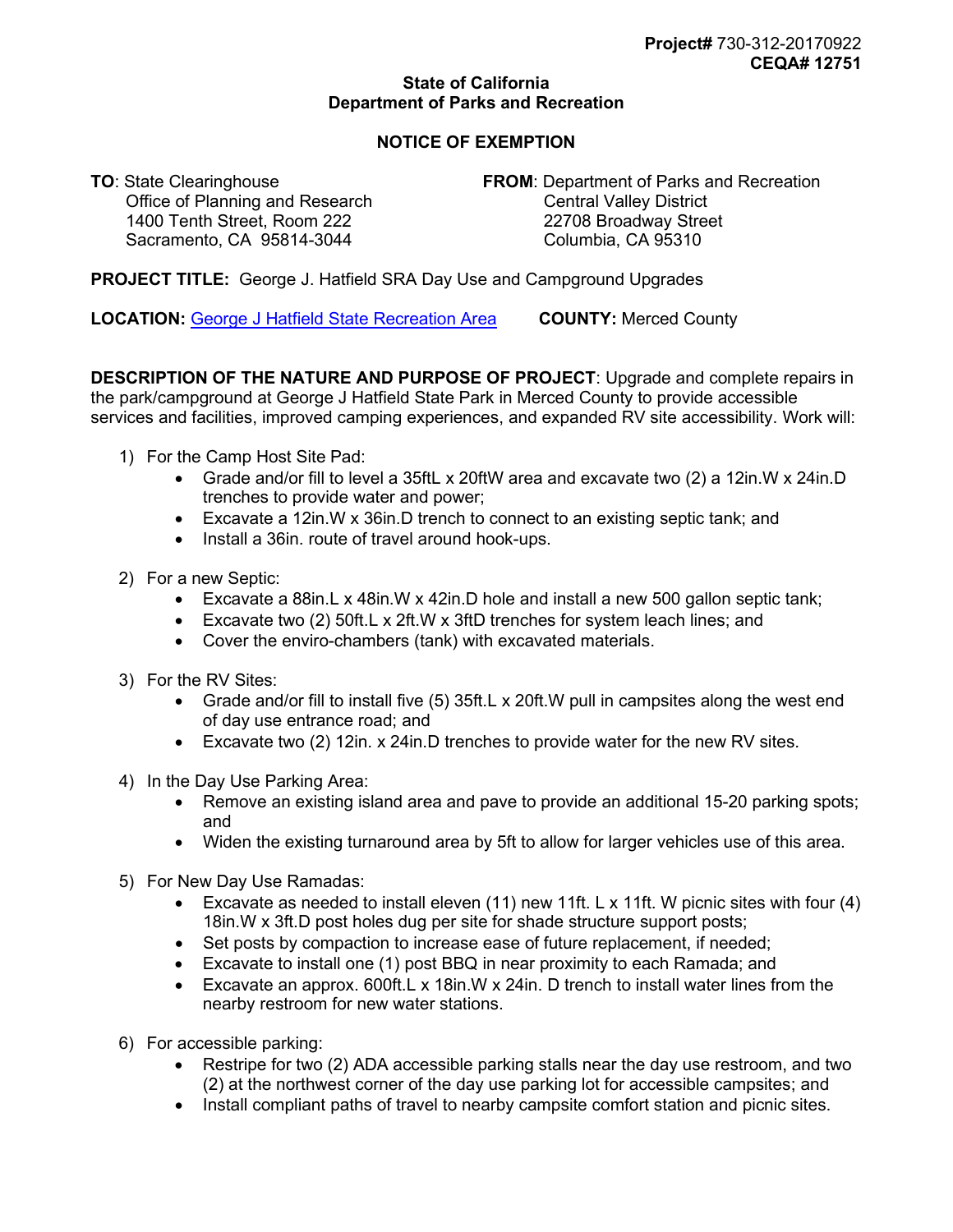**Project#** 730-312-20170922
**CEQA# 12751**

**State of California**
**Department of Parks and Recreation**

## NOTICE OF EXEMPTION

**TO**: State Clearinghouse
Office of Planning and Research
1400 Tenth Street, Room 222
Sacramento, CA 95814-3044

**FROM**: Department of Parks and Recreation
Central Valley District
22708 Broadway Street
Columbia, CA 95310

**PROJECT TITLE:** George J. Hatfield SRA Day Use and Campground Upgrades

**LOCATION:** George J Hatfield State Recreation Area **COUNTY:** Merced County

**DESCRIPTION OF THE NATURE AND PURPOSE OF PROJECT**: Upgrade and complete repairs in the park/campground at George J Hatfield State Park in Merced County to provide accessible services and facilities, improved camping experiences, and expanded RV site accessibility. Work will:

1) For the Camp Host Site Pad:
   - Grade and/or fill to level a 35ftL x 20ftW area and excavate two (2) a 12in.W x 24in.D trenches to provide water and power;
   - Excavate a 12in.W x 36in.D trench to connect to an existing septic tank; and
   - Install a 36in. route of travel around hook-ups.

2) For a new Septic:
   - Excavate a 88in.L x 48in.W x 42in.D hole and install a new 500 gallon septic tank;
   - Excavate two (2) 50ft.L x 2ft.W x 3ftD trenches for system leach lines; and
   - Cover the enviro-chambers (tank) with excavated materials.

3) For the RV Sites:
   - Grade and/or fill to install five (5) 35ft.L x 20ft.W pull in campsites along the west end of day use entrance road; and
   - Excavate two (2) 12in. x 24in.D trenches to provide water for the new RV sites.

4) In the Day Use Parking Area:
   - Remove an existing island area and pave to provide an additional 15-20 parking spots; and
   - Widen the existing turnaround area by 5ft to allow for larger vehicles use of this area.

5) For New Day Use Ramadas:
   - Excavate as needed to install eleven (11) new 11ft. L x 11ft. W picnic sites with four (4) 18in.W x 3ft.D post holes dug per site for shade structure support posts;
   - Set posts by compaction to increase ease of future replacement, if needed;
   - Excavate to install one (1) post BBQ in near proximity to each Ramada; and
   - Excavate an approx. 600ft.L x 18in.W x 24in. D trench to install water lines from the nearby restroom for new water stations.

6) For accessible parking:
   - Restripe for two (2) ADA accessible parking stalls near the day use restroom, and two (2) at the northwest corner of the day use parking lot for accessible campsites; and
   - Install compliant paths of travel to nearby campsite comfort station and picnic sites.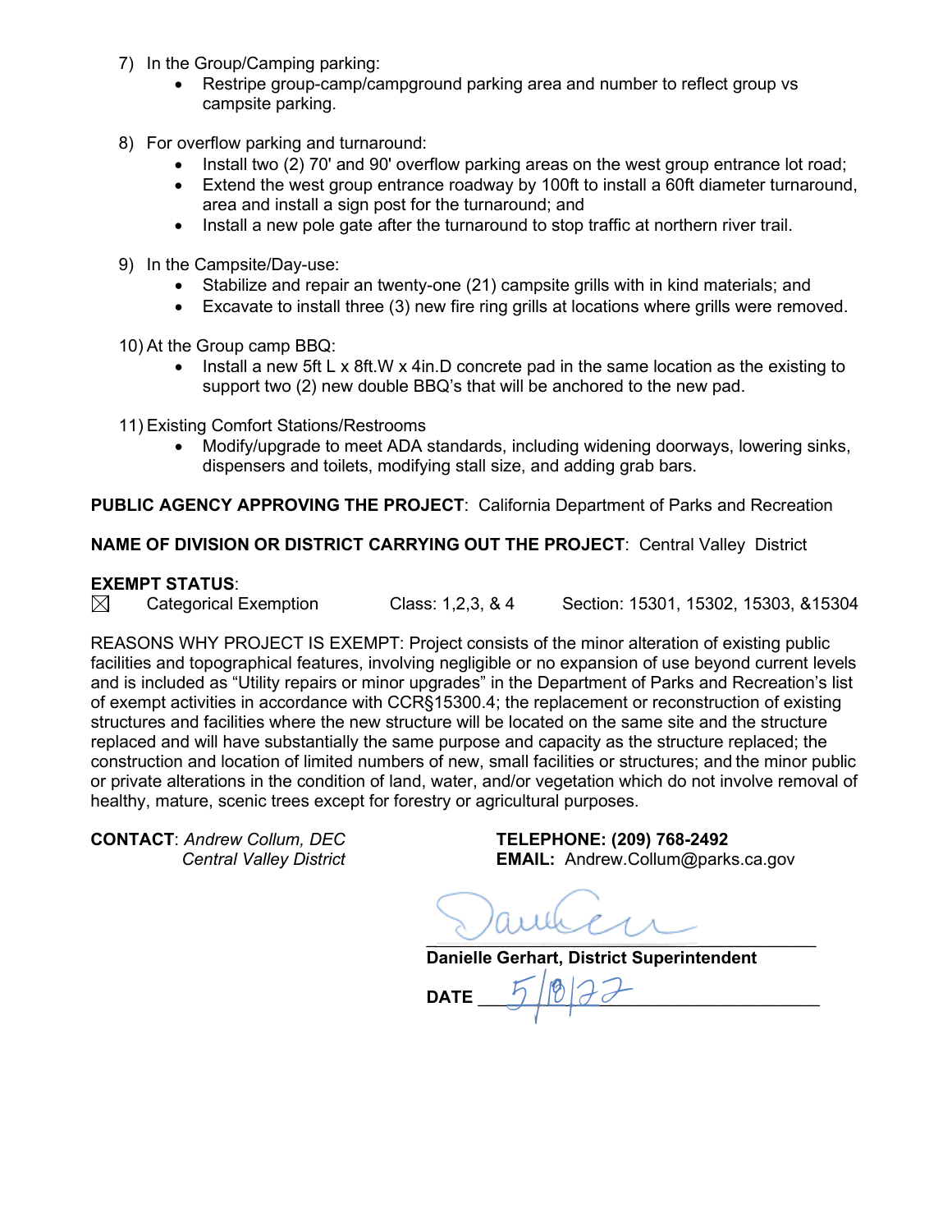7) In the Group/Camping parking:
   - Restripe group-camp/campground parking area and number to reflect group vs campsite parking.

8) For overflow parking and turnaround:
   - Install two (2) 70' and 90' overflow parking areas on the west group entrance lot road;
   - Extend the west group entrance roadway by 100ft to install a 60ft diameter turnaround, area and install a sign post for the turnaround; and
   - Install a new pole gate after the turnaround to stop traffic at northern river trail.

9) In the Campsite/Day-use:
   - Stabilize and repair an twenty-one (21) campsite grills with in kind materials; and
   - Excavate to install three (3) new fire ring grills at locations where grills were removed.

10) At the Group camp BBQ:
    - Install a new 5ft L x 8ft.W x 4in.D concrete pad in the same location as the existing to support two (2) new double BBQ's that will be anchored to the new pad.

11) Existing Comfort Stations/Restrooms
    - Modify/upgrade to meet ADA standards, including widening doorways, lowering sinks, dispensers and toilets, modifying stall size, and adding grab bars.

**PUBLIC AGENCY APPROVING THE PROJECT**: California Department of Parks and Recreation

**NAME OF DIVISION OR DISTRICT CARRYING OUT THE PROJECT**: Central Valley District

**EXEMPT STATUS**:

☒ Categorical Exemption Class: 1,2,3, & 4 Section: 15301, 15302, 15303, &15304

REASONS WHY PROJECT IS EXEMPT: Project consists of the minor alteration of existing public facilities and topographical features, involving negligible or no expansion of use beyond current levels and is included as "Utility repairs or minor upgrades" in the Department of Parks and Recreation's list of exempt activities in accordance with CCR§15300.4; the replacement or reconstruction of existing structures and facilities where the new structure will be located on the same site and the structure replaced and will have substantially the same purpose and capacity as the structure replaced; the construction and location of limited numbers of new, small facilities or structures; and the minor public or private alterations in the condition of land, water, and/or vegetation which do not involve removal of healthy, mature, scenic trees except for forestry or agricultural purposes.

**CONTACT**: *Andrew Collum, DEC*
*Central Valley District*

**TELEPHONE: (209) 768-2492**
**EMAIL:** Andrew.Collum@parks.ca.gov

**Danielle Gerhart, District Superintendent**

**DATE** 5/18/22